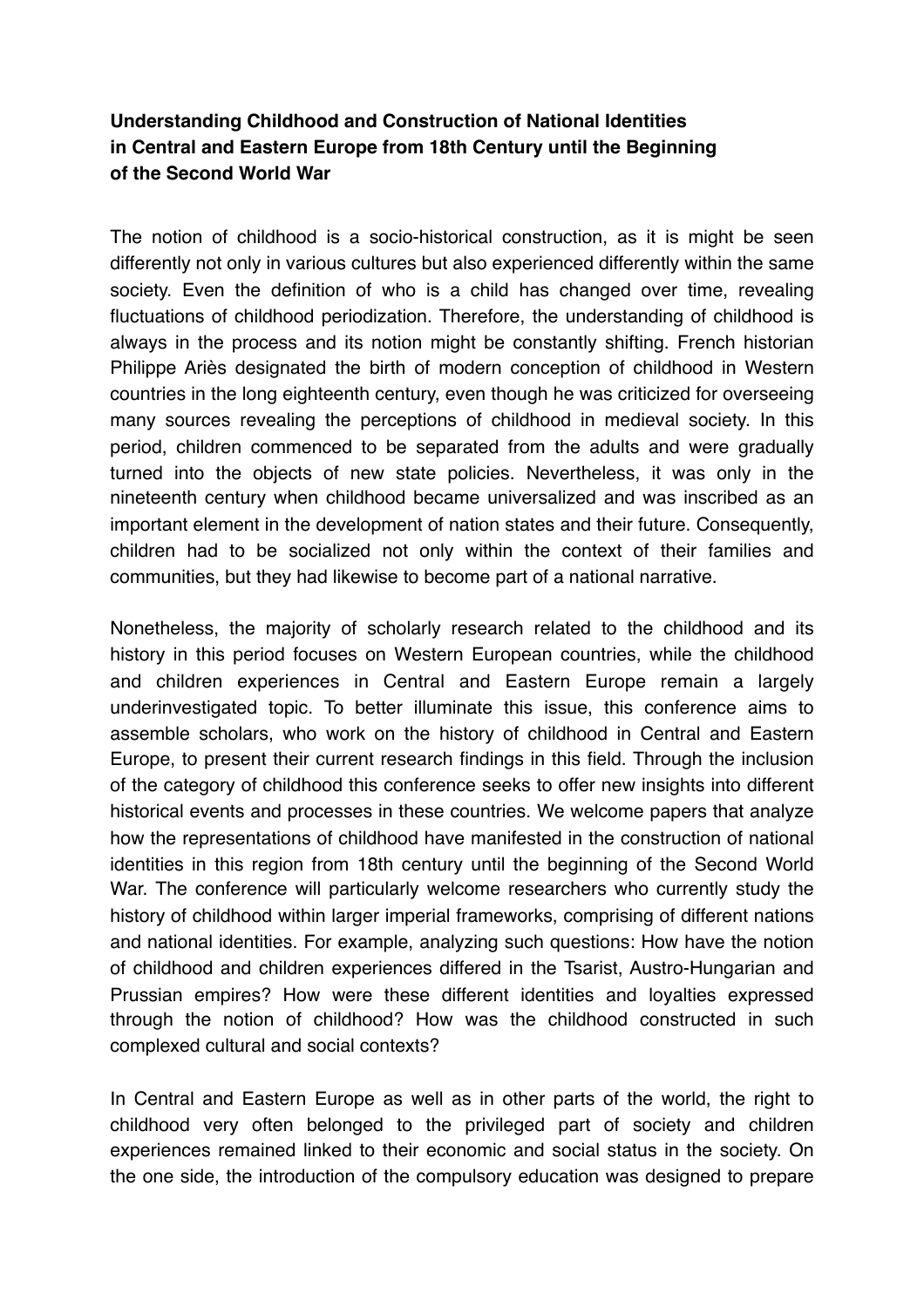**Understanding Childhood and Construction of National Identities in Central and Eastern Europe from 18th Century until the Beginning of the Second World War**

The notion of childhood is a socio-historical construction, as it is might be seen differently not only in various cultures but also experienced differently within the same society. Even the definition of who is a child has changed over time, revealing fluctuations of childhood periodization. Therefore, the understanding of childhood is always in the process and its notion might be constantly shifting. French historian Philippe Ariès designated the birth of modern conception of childhood in Western countries in the long eighteenth century, even though he was criticized for overseeing many sources revealing the perceptions of childhood in medieval society. In this period, children commenced to be separated from the adults and were gradually turned into the objects of new state policies. Nevertheless, it was only in the nineteenth century when childhood became universalized and was inscribed as an important element in the development of nation states and their future. Consequently, children had to be socialized not only within the context of their families and communities, but they had likewise to become part of a national narrative.

Nonetheless, the majority of scholarly research related to the childhood and its history in this period focuses on Western European countries, while the childhood and children experiences in Central and Eastern Europe remain a largely underinvestigated topic. To better illuminate this issue, this conference aims to assemble scholars, who work on the history of childhood in Central and Eastern Europe, to present their current research findings in this field. Through the inclusion of the category of childhood this conference seeks to offer new insights into different historical events and processes in these countries. We welcome papers that analyze how the representations of childhood have manifested in the construction of national identities in this region from 18th century until the beginning of the Second World War. The conference will particularly welcome researchers who currently study the history of childhood within larger imperial frameworks, comprising of different nations and national identities. For example, analyzing such questions: How have the notion of childhood and children experiences differed in the Tsarist, Austro-Hungarian and Prussian empires? How were these different identities and loyalties expressed through the notion of childhood? How was the childhood constructed in such complexed cultural and social contexts?

In Central and Eastern Europe as well as in other parts of the world, the right to childhood very often belonged to the privileged part of society and children experiences remained linked to their economic and social status in the society. On the one side, the introduction of the compulsory education was designed to prepare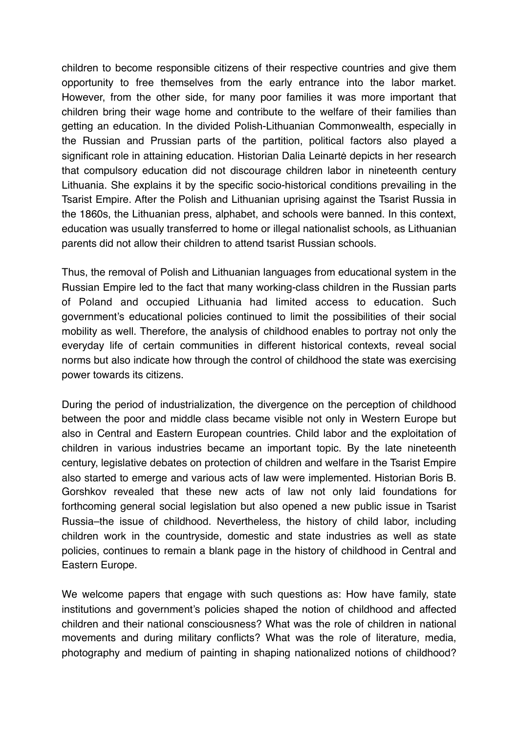children to become responsible citizens of their respective countries and give them opportunity to free themselves from the early entrance into the labor market. However, from the other side, for many poor families it was more important that children bring their wage home and contribute to the welfare of their families than getting an education. In the divided Polish-Lithuanian Commonwealth, especially in the Russian and Prussian parts of the partition, political factors also played a significant role in attaining education. Historian Dalia Leinartė depicts in her research that compulsory education did not discourage children labor in nineteenth century Lithuania. She explains it by the specific socio-historical conditions prevailing in the Tsarist Empire. After the Polish and Lithuanian uprising against the Tsarist Russia in the 1860s, the Lithuanian press, alphabet, and schools were banned. In this context, education was usually transferred to home or illegal nationalist schools, as Lithuanian parents did not allow their children to attend tsarist Russian schools.

Thus, the removal of Polish and Lithuanian languages from educational system in the Russian Empire led to the fact that many working-class children in the Russian parts of Poland and occupied Lithuania had limited access to education. Such government's educational policies continued to limit the possibilities of their social mobility as well. Therefore, the analysis of childhood enables to portray not only the everyday life of certain communities in different historical contexts, reveal social norms but also indicate how through the control of childhood the state was exercising power towards its citizens.

During the period of industrialization, the divergence on the perception of childhood between the poor and middle class became visible not only in Western Europe but also in Central and Eastern European countries. Child labor and the exploitation of children in various industries became an important topic. By the late nineteenth century, legislative debates on protection of children and welfare in the Tsarist Empire also started to emerge and various acts of law were implemented. Historian Boris B. Gorshkov revealed that these new acts of law not only laid foundations for forthcoming general social legislation but also opened a new public issue in Tsarist Russia–the issue of childhood. Nevertheless, the history of child labor, including children work in the countryside, domestic and state industries as well as state policies, continues to remain a blank page in the history of childhood in Central and Eastern Europe.

We welcome papers that engage with such questions as: How have family, state institutions and government's policies shaped the notion of childhood and affected children and their national consciousness? What was the role of children in national movements and during military conflicts? What was the role of literature, media, photography and medium of painting in shaping nationalized notions of childhood?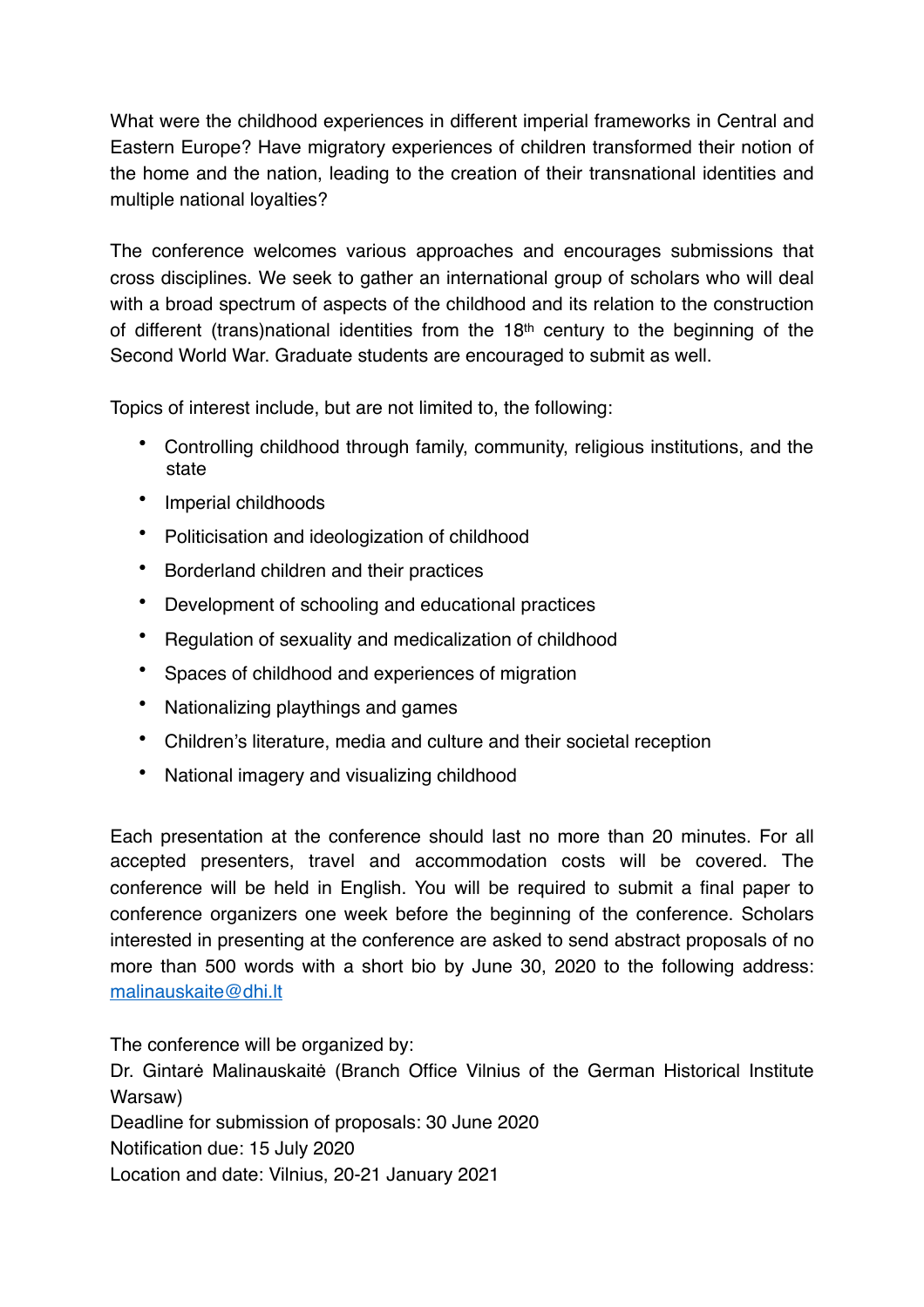What were the childhood experiences in different imperial frameworks in Central and Eastern Europe? Have migratory experiences of children transformed their notion of the home and the nation, leading to the creation of their transnational identities and multiple national loyalties?

The conference welcomes various approaches and encourages submissions that cross disciplines. We seek to gather an international group of scholars who will deal with a broad spectrum of aspects of the childhood and its relation to the construction of different (trans)national identities from the 18th century to the beginning of the Second World War. Graduate students are encouraged to submit as well.

Topics of interest include, but are not limited to, the following:

- Controlling childhood through family, community, religious institutions, and the state
- Imperial childhoods
- Politicisation and ideologization of childhood
- Borderland children and their practices
- Development of schooling and educational practices
- Regulation of sexuality and medicalization of childhood
- Spaces of childhood and experiences of migration
- Nationalizing playthings and games
- Children's literature, media and culture and their societal reception
- National imagery and visualizing childhood

Each presentation at the conference should last no more than 20 minutes. For all accepted presenters, travel and accommodation costs will be covered. The conference will be held in English. You will be required to submit a final paper to conference organizers one week before the beginning of the conference. Scholars interested in presenting at the conference are asked to send abstract proposals of no more than 500 words with a short bio by June 30, 2020 to the following address: malinauskaite@dhi.lt

The conference will be organized by:
Dr. Gintarė Malinauskaitė (Branch Office Vilnius of the German Historical Institute Warsaw)
Deadline for submission of proposals: 30 June 2020
Notification due: 15 July 2020
Location and date: Vilnius, 20-21 January 2021